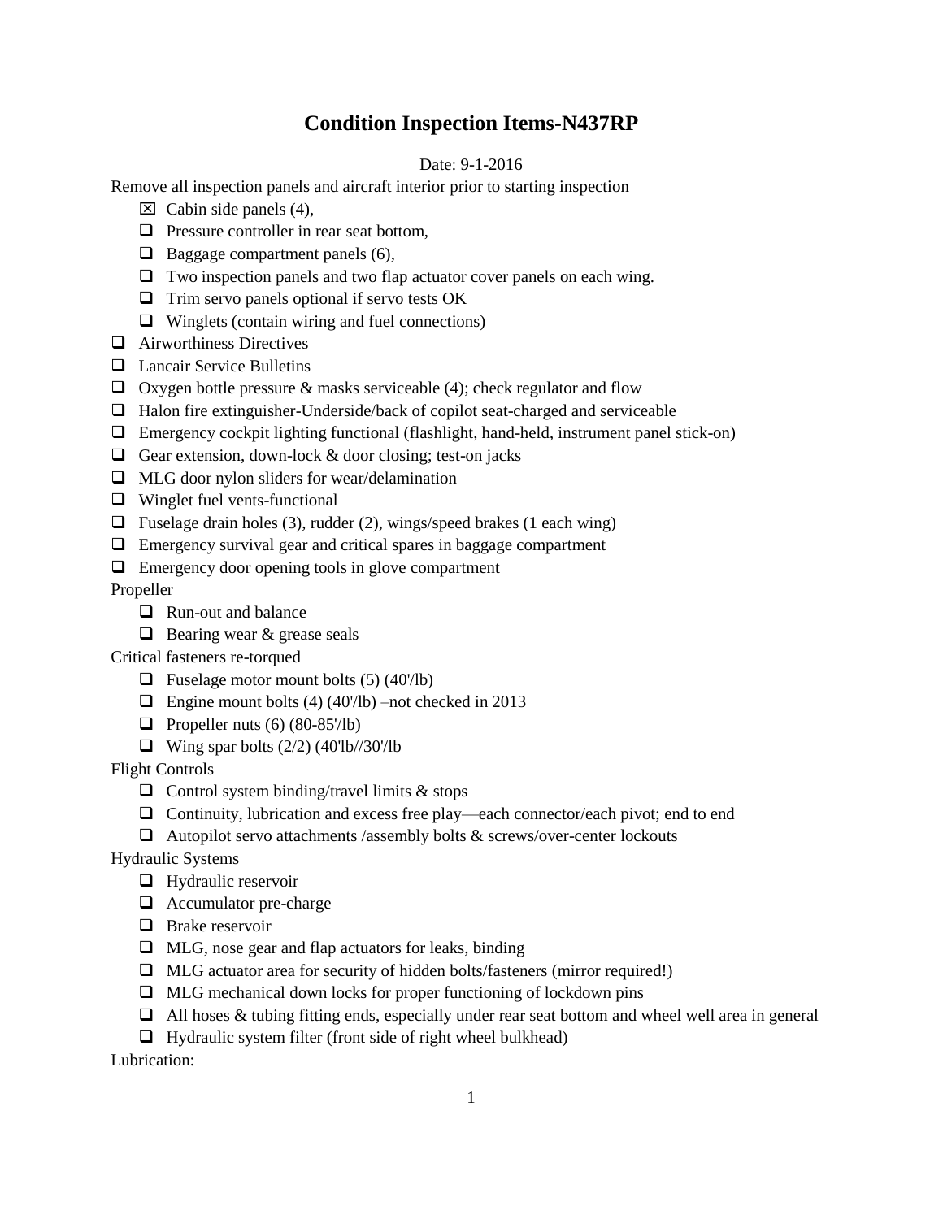# Condition Inspection Items-N437RP

Date: 9-1-2016

Remove all inspection panels and aircraft interior prior to starting inspection

- ☒ Cabin side panels (4),
- ☐ Pressure controller in rear seat bottom,
- ☐ Baggage compartment panels (6),
- ☐ Two inspection panels and two flap actuator cover panels on each wing.
- ☐ Trim servo panels optional if servo tests OK
- ☐ Winglets (contain wiring and fuel connections)

- ☐ Airworthiness Directives
- ☐ Lancair Service Bulletins
- ☐ Oxygen bottle pressure & masks serviceable (4); check regulator and flow
- ☐ Halon fire extinguisher-Underside/back of copilot seat-charged and serviceable
- ☐ Emergency cockpit lighting functional (flashlight, hand-held, instrument panel stick-on)
- ☐ Gear extension, down-lock & door closing; test-on jacks
- ☐ MLG door nylon sliders for wear/delamination
- ☐ Winglet fuel vents-functional
- ☐ Fuselage drain holes (3), rudder (2), wings/speed brakes (1 each wing)
- ☐ Emergency survival gear and critical spares in baggage compartment
- ☐ Emergency door opening tools in glove compartment

Propeller

- ☐ Run-out and balance
- ☐ Bearing wear & grease seals

Critical fasteners re-torqued

- ☐ Fuselage motor mount bolts (5) (40'/lb)
- ☐ Engine mount bolts (4) (40'/lb) –not checked in 2013
- ☐ Propeller nuts (6) (80-85'/lb)
- ☐ Wing spar bolts (2/2) (40'lb//30'/lb

Flight Controls

- ☐ Control system binding/travel limits & stops
- ☐ Continuity, lubrication and excess free play—each connector/each pivot; end to end
- ☐ Autopilot servo attachments /assembly bolts & screws/over-center lockouts

Hydraulic Systems

- ☐ Hydraulic reservoir
- ☐ Accumulator pre-charge
- ☐ Brake reservoir
- ☐ MLG, nose gear and flap actuators for leaks, binding
- ☐ MLG actuator area for security of hidden bolts/fasteners (mirror required!)
- ☐ MLG mechanical down locks for proper functioning of lockdown pins
- ☐ All hoses & tubing fitting ends, especially under rear seat bottom and wheel well area in general
- ☐ Hydraulic system filter (front side of right wheel bulkhead)

Lubrication: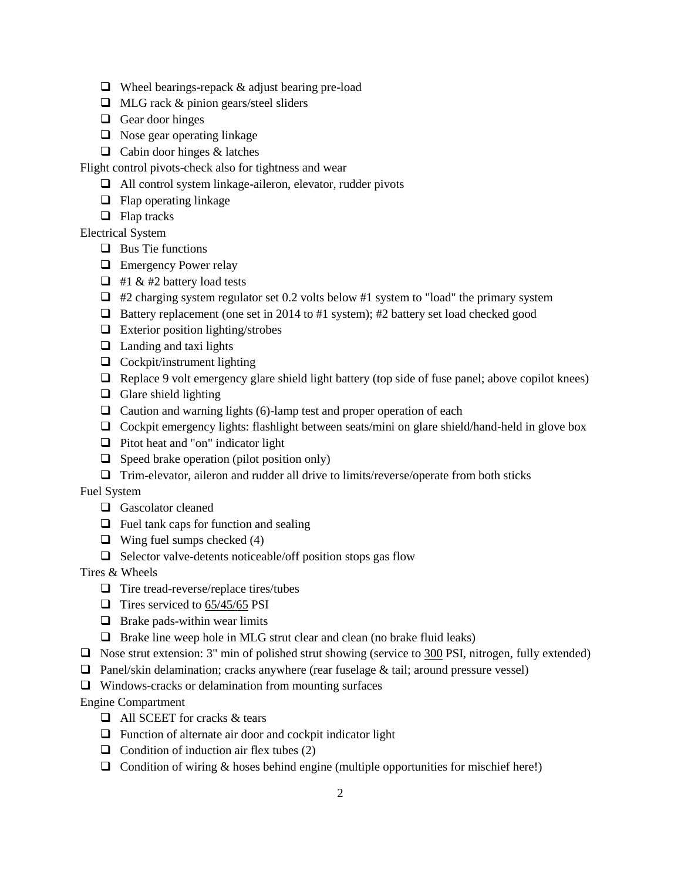- [ ] Wheel bearings-repack & adjust bearing pre-load
- [ ] MLG rack & pinion gears/steel sliders
- [ ] Gear door hinges
- [ ] Nose gear operating linkage
- [ ] Cabin door hinges & latches

Flight control pivots-check also for tightness and wear

- [ ] All control system linkage-aileron, elevator, rudder pivots
- [ ] Flap operating linkage
- [ ] Flap tracks

Electrical System

- [ ] Bus Tie functions
- [ ] Emergency Power relay
- [ ] #1 & #2 battery load tests
- [ ] #2 charging system regulator set 0.2 volts below #1 system to "load" the primary system
- [ ] Battery replacement (one set in 2014 to #1 system); #2 battery set load checked good
- [ ] Exterior position lighting/strobes
- [ ] Landing and taxi lights
- [ ] Cockpit/instrument lighting
- [ ] Replace 9 volt emergency glare shield light battery (top side of fuse panel; above copilot knees)
- [ ] Glare shield lighting
- [ ] Caution and warning lights (6)-lamp test and proper operation of each
- [ ] Cockpit emergency lights: flashlight between seats/mini on glare shield/hand-held in glove box
- [ ] Pitot heat and "on" indicator light
- [ ] Speed brake operation (pilot position only)
- [ ] Trim-elevator, aileron and rudder all drive to limits/reverse/operate from both sticks

Fuel System

- [ ] Gascolator cleaned
- [ ] Fuel tank caps for function and sealing
- [ ] Wing fuel sumps checked (4)
- [ ] Selector valve-detents noticeable/off position stops gas flow

Tires & Wheels

- [ ] Tire tread-reverse/replace tires/tubes
- [ ] Tires serviced to <u>65/45/65</u> PSI
- [ ] Brake pads-within wear limits
- [ ] Brake line weep hole in MLG strut clear and clean (no brake fluid leaks)

- [ ] Nose strut extension: 3" min of polished strut showing (service to <u>300</u> PSI, nitrogen, fully extended)
- [ ] Panel/skin delamination; cracks anywhere (rear fuselage & tail; around pressure vessel)
- [ ] Windows-cracks or delamination from mounting surfaces

Engine Compartment

- [ ] All SCEET for cracks & tears
- [ ] Function of alternate air door and cockpit indicator light
- [ ] Condition of induction air flex tubes (2)
- [ ] Condition of wiring & hoses behind engine (multiple opportunities for mischief here!)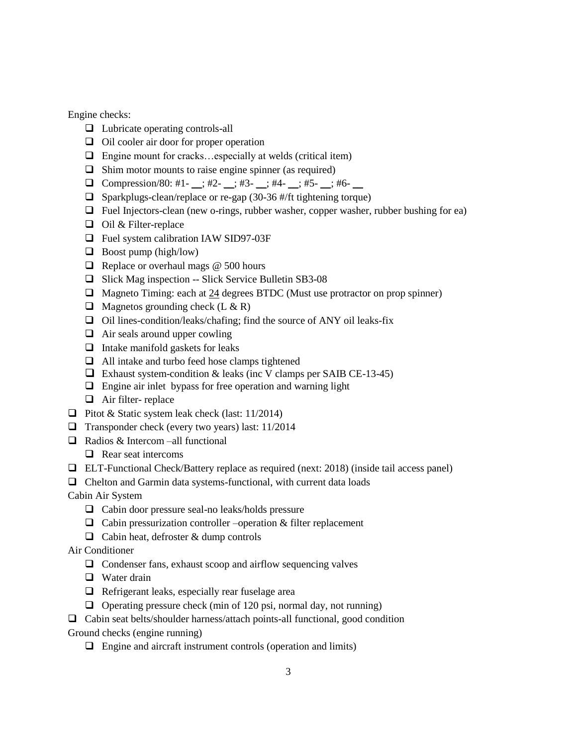Engine checks:

- [ ] Lubricate operating controls-all
- [ ] Oil cooler air door for proper operation
- [ ] Engine mount for cracks…especially at welds (critical item)
- [ ] Shim motor mounts to raise engine spinner (as required)
- [ ] Compression/80: #1- __; #2- __; #3- __; #4- __; #5- __; #6- __
- [ ] Sparkplugs-clean/replace or re-gap (30-36 #/ft tightening torque)
- [ ] Fuel Injectors-clean (new o-rings, rubber washer, copper washer, rubber bushing for ea)
- [ ] Oil & Filter-replace
- [ ] Fuel system calibration IAW SID97-03F
- [ ] Boost pump (high/low)
- [ ] Replace or overhaul mags @ 500 hours
- [ ] Slick Mag inspection -- Slick Service Bulletin SB3-08
- [ ] Magneto Timing: each at 24 degrees BTDC (Must use protractor on prop spinner)
- [ ] Magnetos grounding check (L & R)
- [ ] Oil lines-condition/leaks/chafing; find the source of ANY oil leaks-fix
- [ ] Air seals around upper cowling
- [ ] Intake manifold gaskets for leaks
- [ ] All intake and turbo feed hose clamps tightened
- [ ] Exhaust system-condition & leaks (inc V clamps per SAIB CE-13-45)
- [ ] Engine air inlet bypass for free operation and warning light
- [ ] Air filter- replace

- [ ] Pitot & Static system leak check (last: 11/2014)
- [ ] Transponder check (every two years) last: 11/2014
- [ ] Radios & Intercom –all functional
  - [ ] Rear seat intercoms
- [ ] ELT-Functional Check/Battery replace as required (next: 2018) (inside tail access panel)
- [ ] Chelton and Garmin data systems-functional, with current data loads

Cabin Air System

- [ ] Cabin door pressure seal-no leaks/holds pressure
- [ ] Cabin pressurization controller –operation & filter replacement
- [ ] Cabin heat, defroster & dump controls

Air Conditioner

- [ ] Condenser fans, exhaust scoop and airflow sequencing valves
- [ ] Water drain
- [ ] Refrigerant leaks, especially rear fuselage area
- [ ] Operating pressure check (min of 120 psi, normal day, not running)

- [ ] Cabin seat belts/shoulder harness/attach points-all functional, good condition

Ground checks (engine running)

- [ ] Engine and aircraft instrument controls (operation and limits)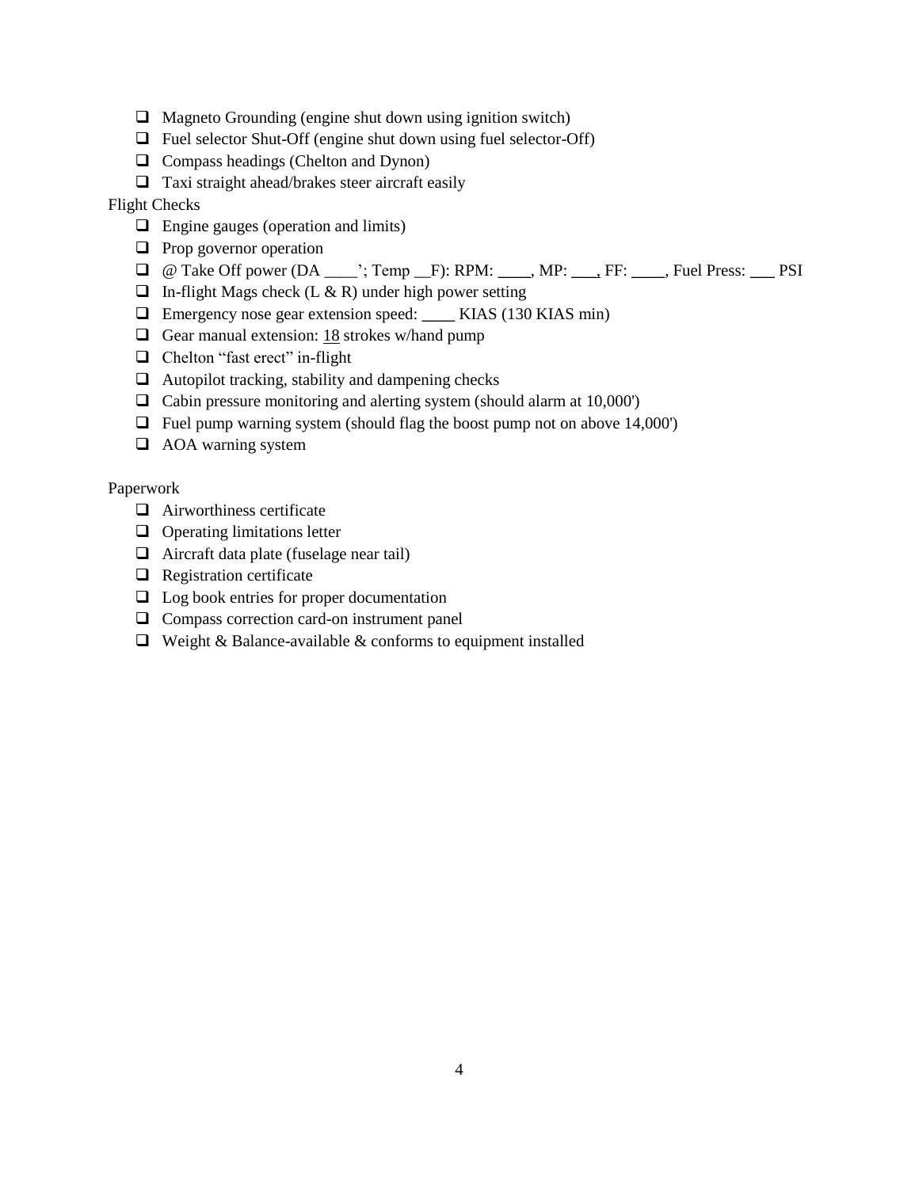- [ ] Magneto Grounding (engine shut down using ignition switch)
- [ ] Fuel selector Shut-Off (engine shut down using fuel selector-Off)
- [ ] Compass headings (Chelton and Dynon)
- [ ] Taxi straight ahead/brakes steer aircraft easily

Flight Checks

- [ ] Engine gauges (operation and limits)
- [ ] Prop governor operation
- [ ] @ Take Off power (DA ____'; Temp __F): RPM: ____, MP: ___, FF: ____, Fuel Press: ___ PSI
- [ ] In-flight Mags check (L & R) under high power setting
- [ ] Emergency nose gear extension speed: ____ KIAS (130 KIAS min)
- [ ] Gear manual extension: 18 strokes w/hand pump
- [ ] Chelton "fast erect" in-flight
- [ ] Autopilot tracking, stability and dampening checks
- [ ] Cabin pressure monitoring and alerting system (should alarm at 10,000')
- [ ] Fuel pump warning system (should flag the boost pump not on above 14,000')
- [ ] AOA warning system

Paperwork

- [ ] Airworthiness certificate
- [ ] Operating limitations letter
- [ ] Aircraft data plate (fuselage near tail)
- [ ] Registration certificate
- [ ] Log book entries for proper documentation
- [ ] Compass correction card-on instrument panel
- [ ] Weight & Balance-available & conforms to equipment installed